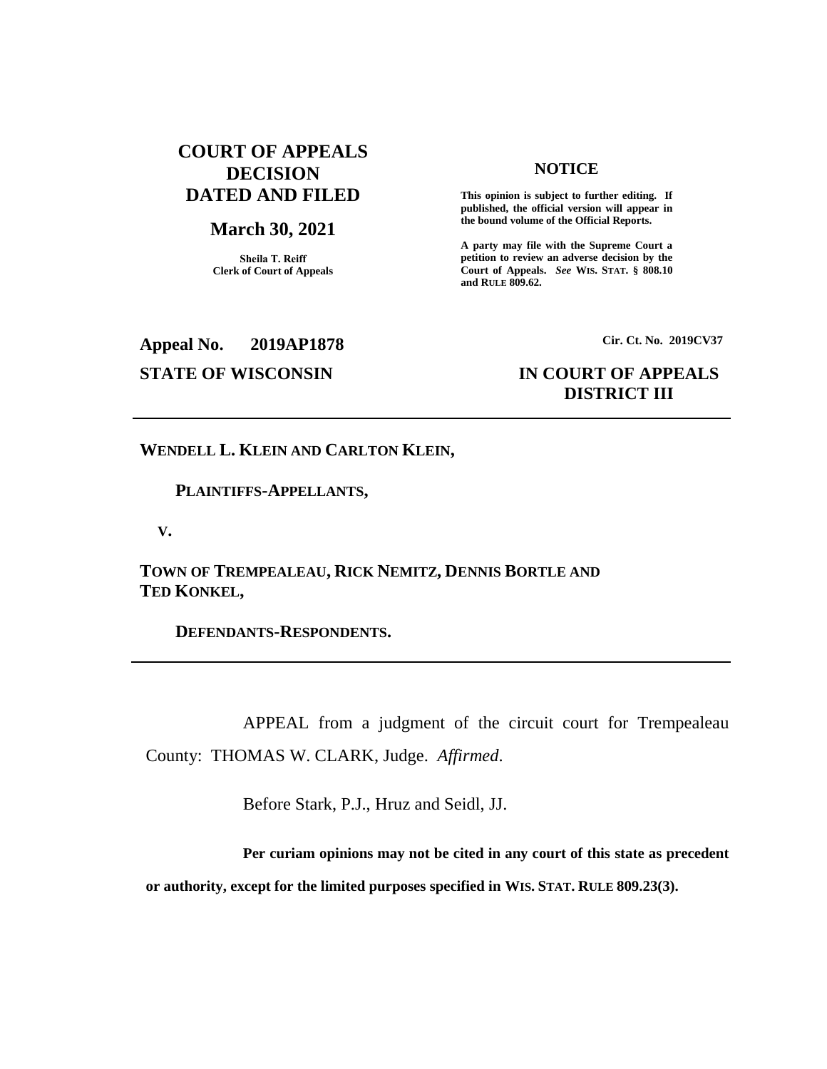# COURT OF APPEALS DECISION DATED AND FILED

**March 30, 2021**

Sheila T. Reiff
Clerk of Court of Appeals

**NOTICE**

**This opinion is subject to further editing. If published, the official version will appear in the bound volume of the Official Reports.**

**A party may file with the Supreme Court a petition to review an adverse decision by the Court of Appeals. *See* WIS. STAT. § 808.10 and RULE 809.62.**

**Appeal No. 2019AP1878**

**Cir. Ct. No. 2019CV37**

**STATE OF WISCONSIN**

**IN COURT OF APPEALS DISTRICT III**

---

**WENDELL L. KLEIN AND CARLTON KLEIN,**

**PLAINTIFFS-APPELLANTS,**

**V.**

**TOWN OF TREMPEALEAU, RICK NEMITZ, DENNIS BORTLE AND TED KONKEL,**

**DEFENDANTS-RESPONDENTS.**

---

APPEAL from a judgment of the circuit court for Trempealeau County: THOMAS W. CLARK, Judge. *Affirmed*.

Before Stark, P.J., Hruz and Seidl, JJ.

**Per curiam opinions may not be cited in any court of this state as precedent or authority, except for the limited purposes specified in WIS. STAT. RULE 809.23(3).**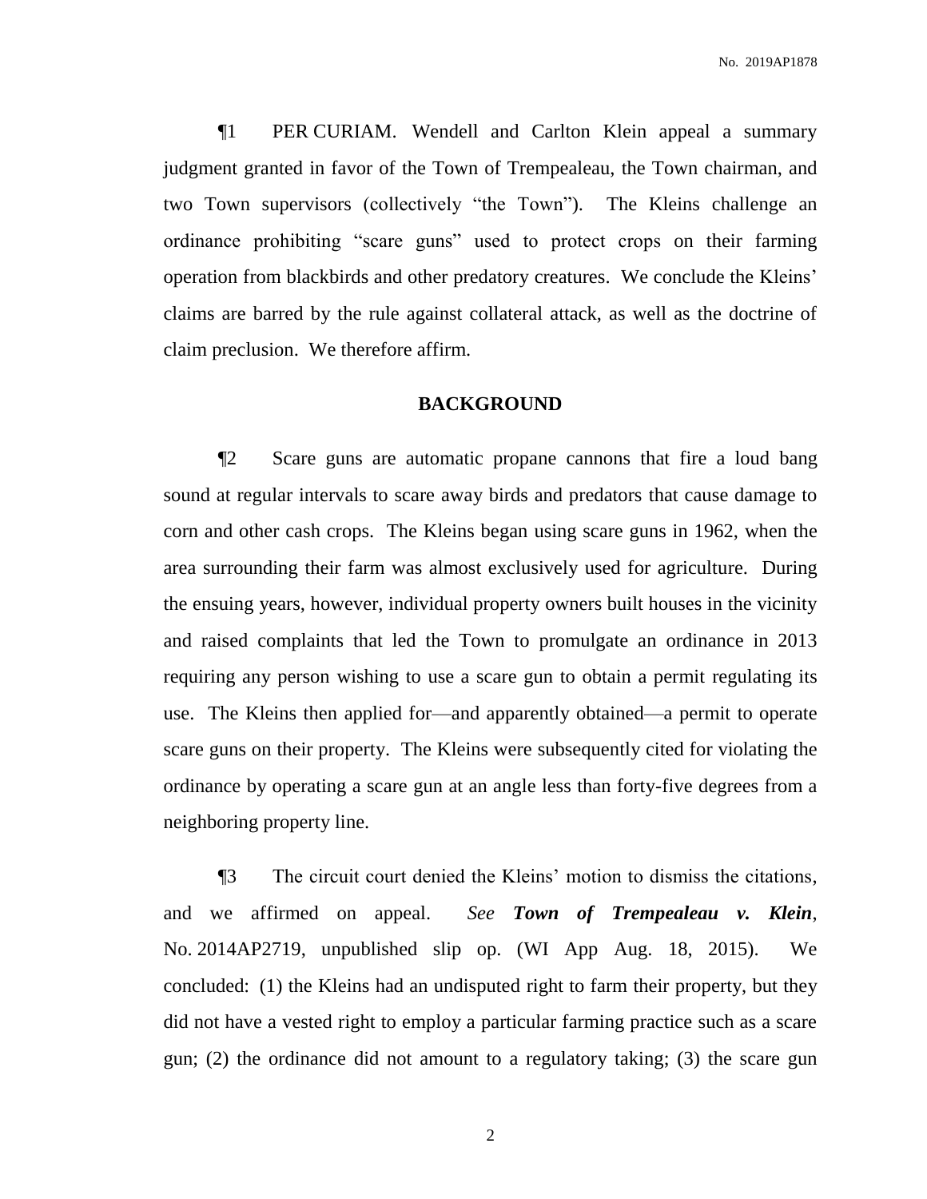¶1 PER CURIAM. Wendell and Carlton Klein appeal a summary judgment granted in favor of the Town of Trempealeau, the Town chairman, and two Town supervisors (collectively "the Town"). The Kleins challenge an ordinance prohibiting "scare guns" used to protect crops on their farming operation from blackbirds and other predatory creatures. We conclude the Kleins' claims are barred by the rule against collateral attack, as well as the doctrine of claim preclusion. We therefore affirm.

## BACKGROUND

¶2 Scare guns are automatic propane cannons that fire a loud bang sound at regular intervals to scare away birds and predators that cause damage to corn and other cash crops. The Kleins began using scare guns in 1962, when the area surrounding their farm was almost exclusively used for agriculture. During the ensuing years, however, individual property owners built houses in the vicinity and raised complaints that led the Town to promulgate an ordinance in 2013 requiring any person wishing to use a scare gun to obtain a permit regulating its use. The Kleins then applied for—and apparently obtained—a permit to operate scare guns on their property. The Kleins were subsequently cited for violating the ordinance by operating a scare gun at an angle less than forty-five degrees from a neighboring property line.

¶3 The circuit court denied the Kleins' motion to dismiss the citations, and we affirmed on appeal. *See* ***Town of Trempealeau v. Klein***, No. 2014AP2719, unpublished slip op. (WI App Aug. 18, 2015). We concluded: (1) the Kleins had an undisputed right to farm their property, but they did not have a vested right to employ a particular farming practice such as a scare gun; (2) the ordinance did not amount to a regulatory taking; (3) the scare gun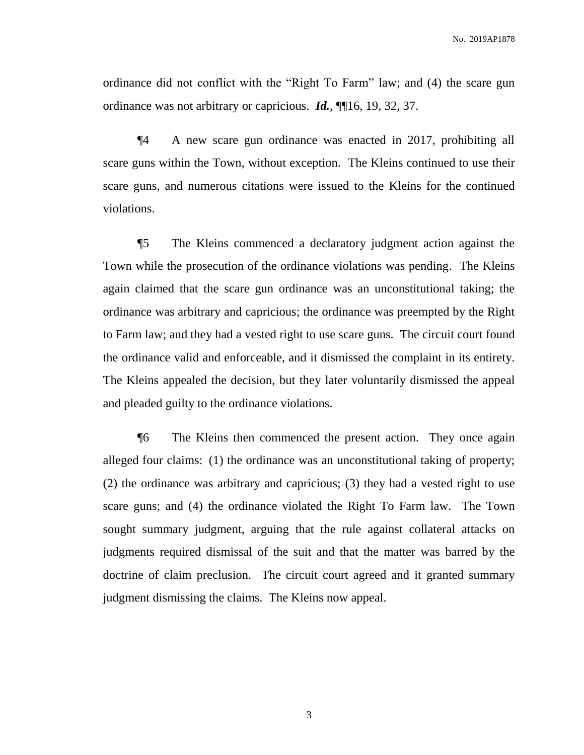ordinance did not conflict with the "Right To Farm" law; and (4) the scare gun ordinance was not arbitrary or capricious. ***Id.***, ¶¶16, 19, 32, 37.

¶4 A new scare gun ordinance was enacted in 2017, prohibiting all scare guns within the Town, without exception. The Kleins continued to use their scare guns, and numerous citations were issued to the Kleins for the continued violations.

¶5 The Kleins commenced a declaratory judgment action against the Town while the prosecution of the ordinance violations was pending. The Kleins again claimed that the scare gun ordinance was an unconstitutional taking; the ordinance was arbitrary and capricious; the ordinance was preempted by the Right to Farm law; and they had a vested right to use scare guns. The circuit court found the ordinance valid and enforceable, and it dismissed the complaint in its entirety. The Kleins appealed the decision, but they later voluntarily dismissed the appeal and pleaded guilty to the ordinance violations.

¶6 The Kleins then commenced the present action. They once again alleged four claims: (1) the ordinance was an unconstitutional taking of property; (2) the ordinance was arbitrary and capricious; (3) they had a vested right to use scare guns; and (4) the ordinance violated the Right To Farm law. The Town sought summary judgment, arguing that the rule against collateral attacks on judgments required dismissal of the suit and that the matter was barred by the doctrine of claim preclusion. The circuit court agreed and it granted summary judgment dismissing the claims. The Kleins now appeal.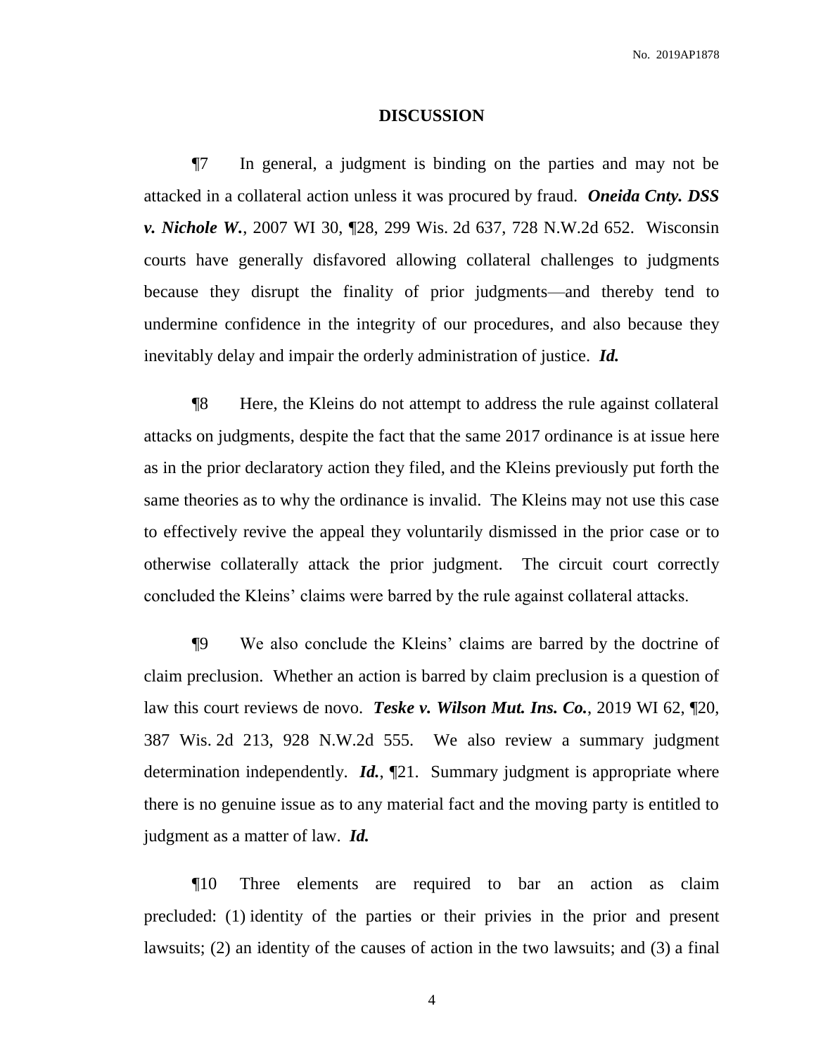## DISCUSSION

¶7 In general, a judgment is binding on the parties and may not be attacked in a collateral action unless it was procured by fraud. ***Oneida Cnty. DSS v. Nichole W.***, 2007 WI 30, ¶28, 299 Wis. 2d 637, 728 N.W.2d 652. Wisconsin courts have generally disfavored allowing collateral challenges to judgments because they disrupt the finality of prior judgments—and thereby tend to undermine confidence in the integrity of our procedures, and also because they inevitably delay and impair the orderly administration of justice. ***Id.***

¶8 Here, the Kleins do not attempt to address the rule against collateral attacks on judgments, despite the fact that the same 2017 ordinance is at issue here as in the prior declaratory action they filed, and the Kleins previously put forth the same theories as to why the ordinance is invalid. The Kleins may not use this case to effectively revive the appeal they voluntarily dismissed in the prior case or to otherwise collaterally attack the prior judgment. The circuit court correctly concluded the Kleins' claims were barred by the rule against collateral attacks.

¶9 We also conclude the Kleins' claims are barred by the doctrine of claim preclusion. Whether an action is barred by claim preclusion is a question of law this court reviews de novo. ***Teske v. Wilson Mut. Ins. Co.***, 2019 WI 62, ¶20, 387 Wis. 2d 213, 928 N.W.2d 555. We also review a summary judgment determination independently. ***Id.***, ¶21. Summary judgment is appropriate where there is no genuine issue as to any material fact and the moving party is entitled to judgment as a matter of law. ***Id.***

¶10 Three elements are required to bar an action as claim precluded: (1) identity of the parties or their privies in the prior and present lawsuits; (2) an identity of the causes of action in the two lawsuits; and (3) a final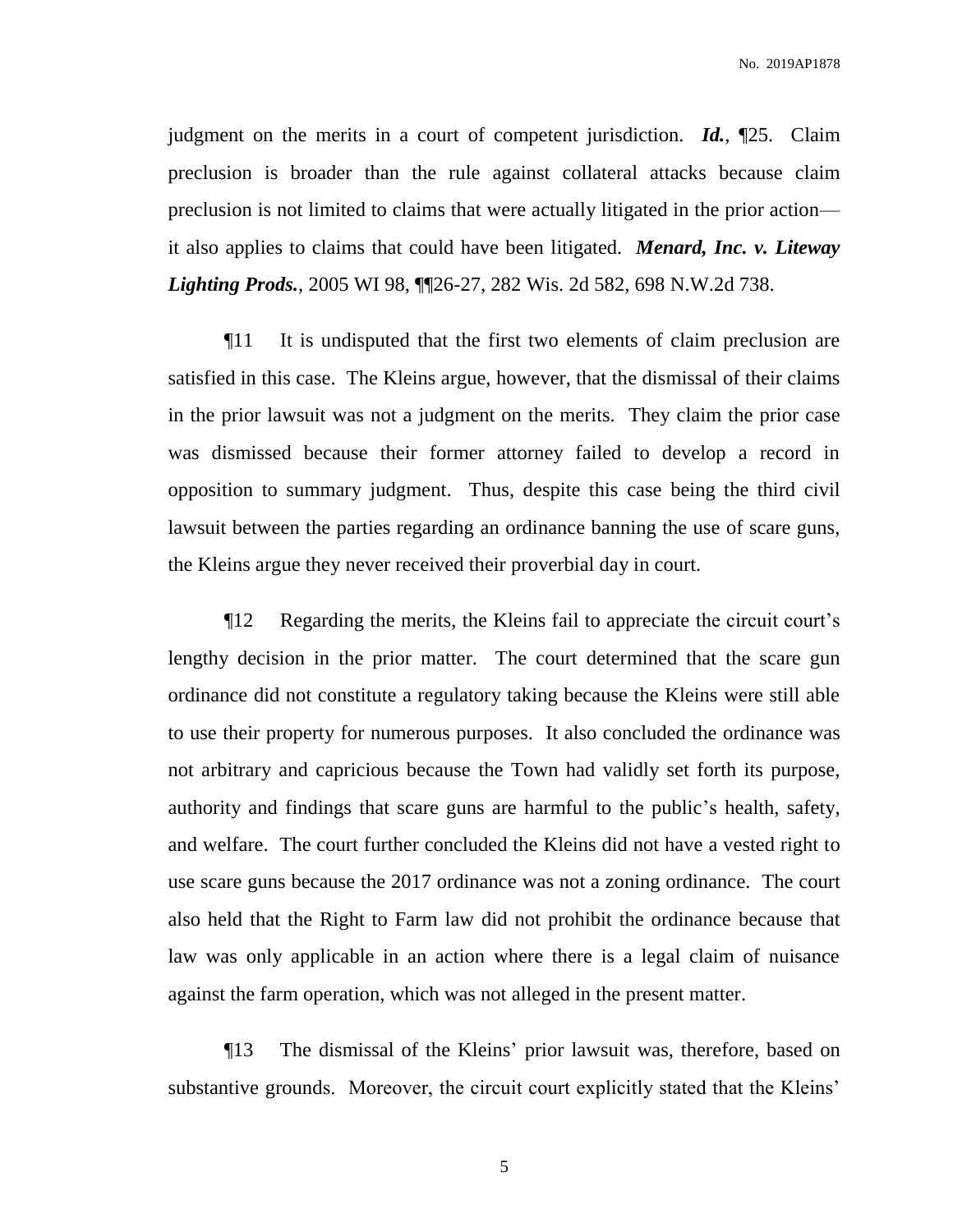judgment on the merits in a court of competent jurisdiction. ***Id.***, ¶25. Claim preclusion is broader than the rule against collateral attacks because claim preclusion is not limited to claims that were actually litigated in the prior action—it also applies to claims that could have been litigated. ***Menard, Inc. v. Liteway Lighting Prods.***, 2005 WI 98, ¶¶26-27, 282 Wis. 2d 582, 698 N.W.2d 738.

¶11 It is undisputed that the first two elements of claim preclusion are satisfied in this case. The Kleins argue, however, that the dismissal of their claims in the prior lawsuit was not a judgment on the merits. They claim the prior case was dismissed because their former attorney failed to develop a record in opposition to summary judgment. Thus, despite this case being the third civil lawsuit between the parties regarding an ordinance banning the use of scare guns, the Kleins argue they never received their proverbial day in court.

¶12 Regarding the merits, the Kleins fail to appreciate the circuit court's lengthy decision in the prior matter. The court determined that the scare gun ordinance did not constitute a regulatory taking because the Kleins were still able to use their property for numerous purposes. It also concluded the ordinance was not arbitrary and capricious because the Town had validly set forth its purpose, authority and findings that scare guns are harmful to the public's health, safety, and welfare. The court further concluded the Kleins did not have a vested right to use scare guns because the 2017 ordinance was not a zoning ordinance. The court also held that the Right to Farm law did not prohibit the ordinance because that law was only applicable in an action where there is a legal claim of nuisance against the farm operation, which was not alleged in the present matter.

¶13 The dismissal of the Kleins' prior lawsuit was, therefore, based on substantive grounds. Moreover, the circuit court explicitly stated that the Kleins'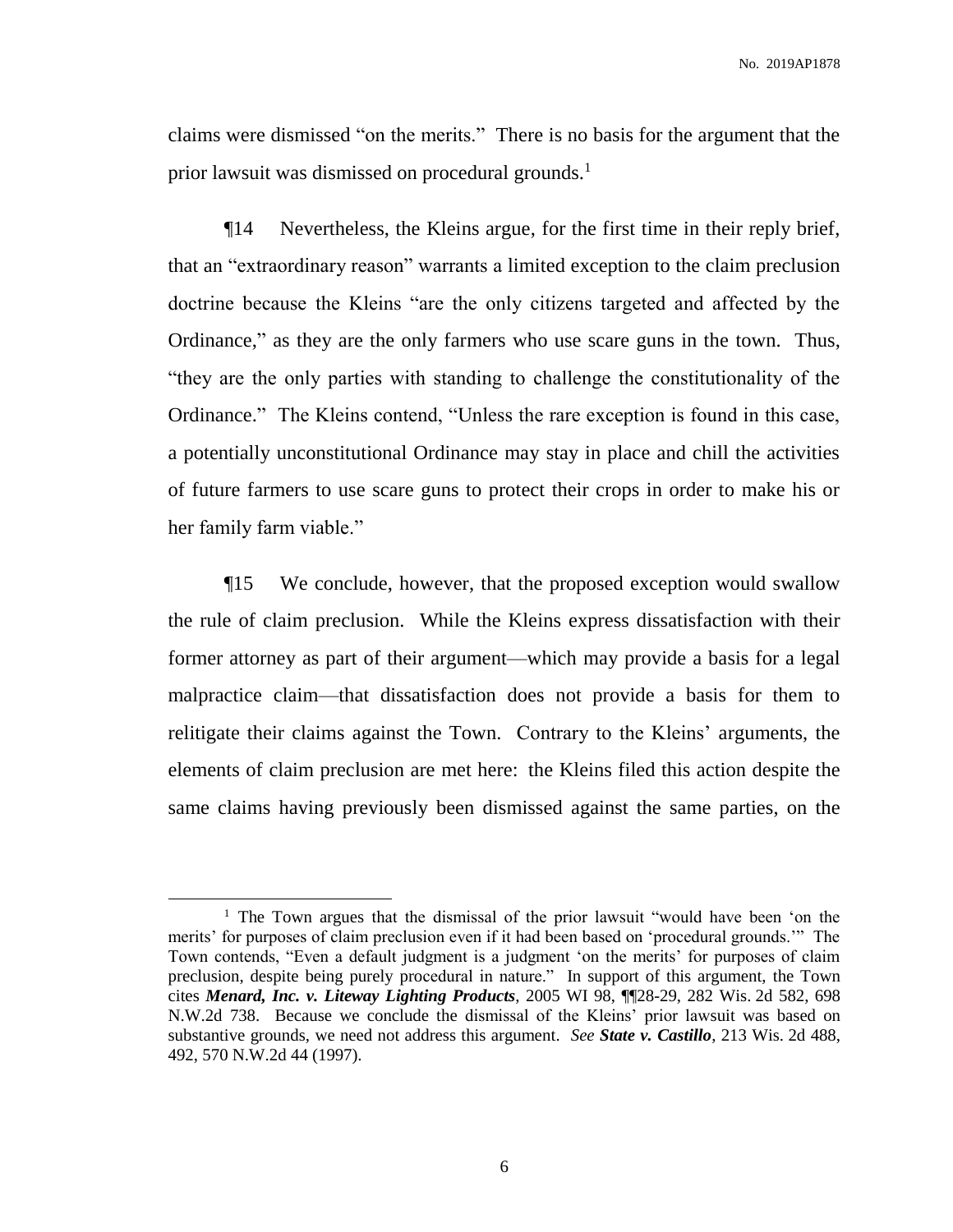claims were dismissed "on the merits." There is no basis for the argument that the prior lawsuit was dismissed on procedural grounds.[1]

¶14 Nevertheless, the Kleins argue, for the first time in their reply brief, that an "extraordinary reason" warrants a limited exception to the claim preclusion doctrine because the Kleins "are the only citizens targeted and affected by the Ordinance," as they are the only farmers who use scare guns in the town. Thus, "they are the only parties with standing to challenge the constitutionality of the Ordinance." The Kleins contend, "Unless the rare exception is found in this case, a potentially unconstitutional Ordinance may stay in place and chill the activities of future farmers to use scare guns to protect their crops in order to make his or her family farm viable."

¶15 We conclude, however, that the proposed exception would swallow the rule of claim preclusion. While the Kleins express dissatisfaction with their former attorney as part of their argument—which may provide a basis for a legal malpractice claim—that dissatisfaction does not provide a basis for them to relitigate their claims against the Town. Contrary to the Kleins' arguments, the elements of claim preclusion are met here: the Kleins filed this action despite the same claims having previously been dismissed against the same parties, on the

---

[1] The Town argues that the dismissal of the prior lawsuit "would have been 'on the merits' for purposes of claim preclusion even if it had been based on 'procedural grounds.'" The Town contends, "Even a default judgment is a judgment 'on the merits' for purposes of claim preclusion, despite being purely procedural in nature." In support of this argument, the Town cites ***Menard, Inc. v. Liteway Lighting Products***, 2005 WI 98, ¶¶28-29, 282 Wis. 2d 582, 698 N.W.2d 738. Because we conclude the dismissal of the Kleins' prior lawsuit was based on substantive grounds, we need not address this argument. *See* ***State v. Castillo***, 213 Wis. 2d 488, 492, 570 N.W.2d 44 (1997).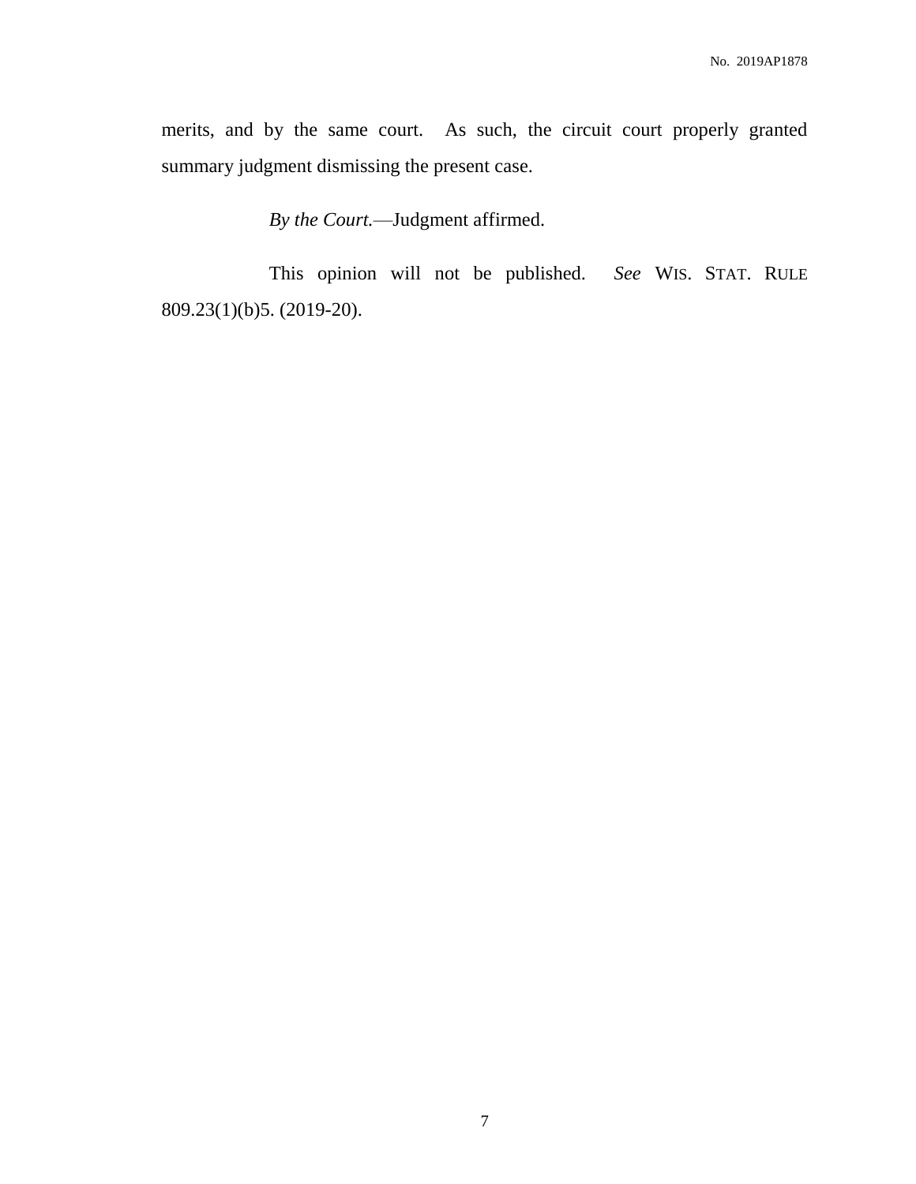merits, and by the same court. As such, the circuit court properly granted summary judgment dismissing the present case.

*By the Court.*—Judgment affirmed.

This opinion will not be published. *See* WIS. STAT. RULE 809.23(1)(b)5. (2019-20).